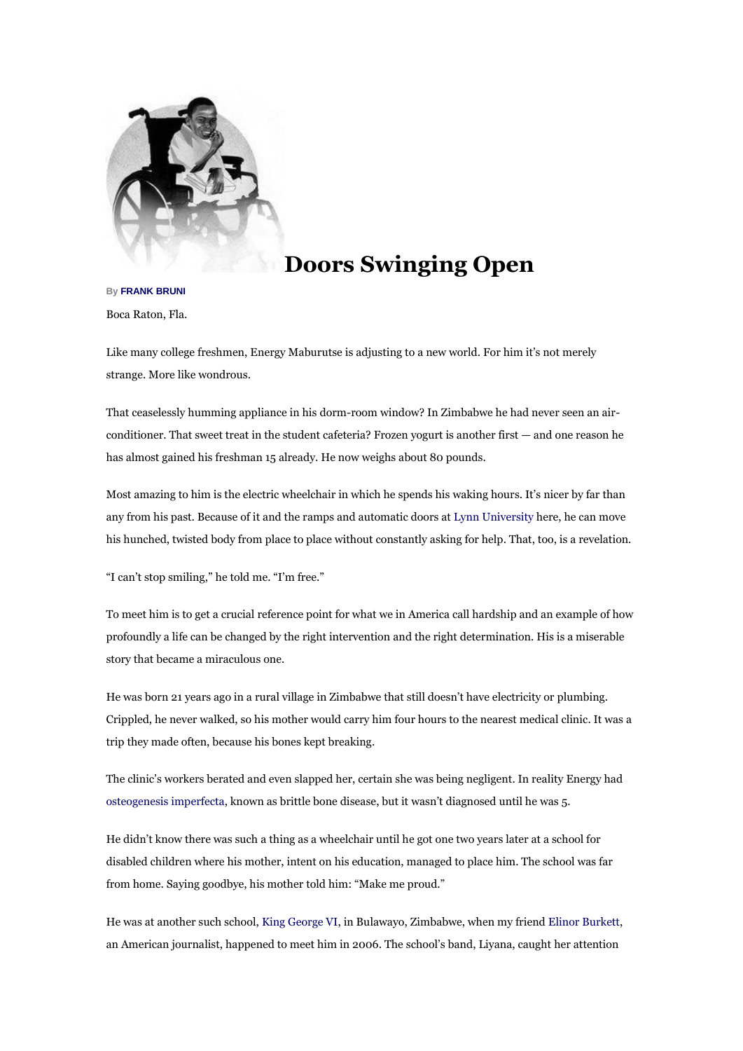# Doors Swinging Open

By **FRANK BRUNI**

Boca Raton, Fla.

Like many college freshmen, Energy Maburutse is adjusting to a new world. For him it's not merely strange. More like wondrous.

That ceaselessly humming appliance in his dorm-room window? In Zimbabwe he had never seen an air-conditioner. That sweet treat in the student cafeteria? Frozen yogurt is another first — and one reason he has almost gained his freshman 15 already. He now weighs about 80 pounds.

Most amazing to him is the electric wheelchair in which he spends his waking hours. It's nicer by far than any from his past. Because of it and the ramps and automatic doors at Lynn University here, he can move his hunched, twisted body from place to place without constantly asking for help. That, too, is a revelation.

"I can't stop smiling," he told me. "I'm free."

To meet him is to get a crucial reference point for what we in America call hardship and an example of how profoundly a life can be changed by the right intervention and the right determination. His is a miserable story that became a miraculous one.

He was born 21 years ago in a rural village in Zimbabwe that still doesn't have electricity or plumbing. Crippled, he never walked, so his mother would carry him four hours to the nearest medical clinic. It was a trip they made often, because his bones kept breaking.

The clinic's workers berated and even slapped her, certain she was being negligent. In reality Energy had osteogenesis imperfecta, known as brittle bone disease, but it wasn't diagnosed until he was 5.

He didn't know there was such a thing as a wheelchair until he got one two years later at a school for disabled children where his mother, intent on his education, managed to place him. The school was far from home. Saying goodbye, his mother told him: "Make me proud."

He was at another such school, King George VI, in Bulawayo, Zimbabwe, when my friend Elinor Burkett, an American journalist, happened to meet him in 2006. The school's band, Liyana, caught her attention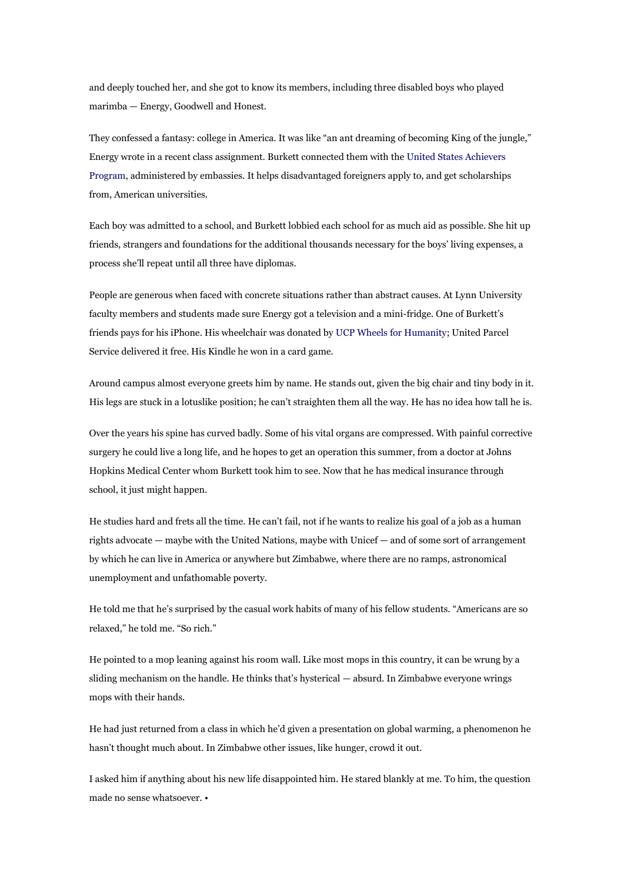and deeply touched her, and she got to know its members, including three disabled boys who played marimba — Energy, Goodwell and Honest.

They confessed a fantasy: college in America. It was like "an ant dreaming of becoming King of the jungle," Energy wrote in a recent class assignment. Burkett connected them with the United States Achievers Program, administered by embassies. It helps disadvantaged foreigners apply to, and get scholarships from, American universities.

Each boy was admitted to a school, and Burkett lobbied each school for as much aid as possible. She hit up friends, strangers and foundations for the additional thousands necessary for the boys' living expenses, a process she'll repeat until all three have diplomas.

People are generous when faced with concrete situations rather than abstract causes. At Lynn University faculty members and students made sure Energy got a television and a mini-fridge. One of Burkett's friends pays for his iPhone. His wheelchair was donated by UCP Wheels for Humanity; United Parcel Service delivered it free. His Kindle he won in a card game.

Around campus almost everyone greets him by name. He stands out, given the big chair and tiny body in it. His legs are stuck in a lotuslike position; he can't straighten them all the way. He has no idea how tall he is.

Over the years his spine has curved badly. Some of his vital organs are compressed. With painful corrective surgery he could live a long life, and he hopes to get an operation this summer, from a doctor at Johns Hopkins Medical Center whom Burkett took him to see. Now that he has medical insurance through school, it just might happen.

He studies hard and frets all the time. He can't fail, not if he wants to realize his goal of a job as a human rights advocate — maybe with the United Nations, maybe with Unicef — and of some sort of arrangement by which he can live in America or anywhere but Zimbabwe, where there are no ramps, astronomical unemployment and unfathomable poverty.

He told me that he's surprised by the casual work habits of many of his fellow students. "Americans are so relaxed," he told me. "So rich."

He pointed to a mop leaning against his room wall. Like most mops in this country, it can be wrung by a sliding mechanism on the handle. He thinks that's hysterical — absurd. In Zimbabwe everyone wrings mops with their hands.

He had just returned from a class in which he'd given a presentation on global warming, a phenomenon he hasn't thought much about. In Zimbabwe other issues, like hunger, crowd it out.

I asked him if anything about his new life disappointed him. He stared blankly at me. To him, the question made no sense whatsoever. •